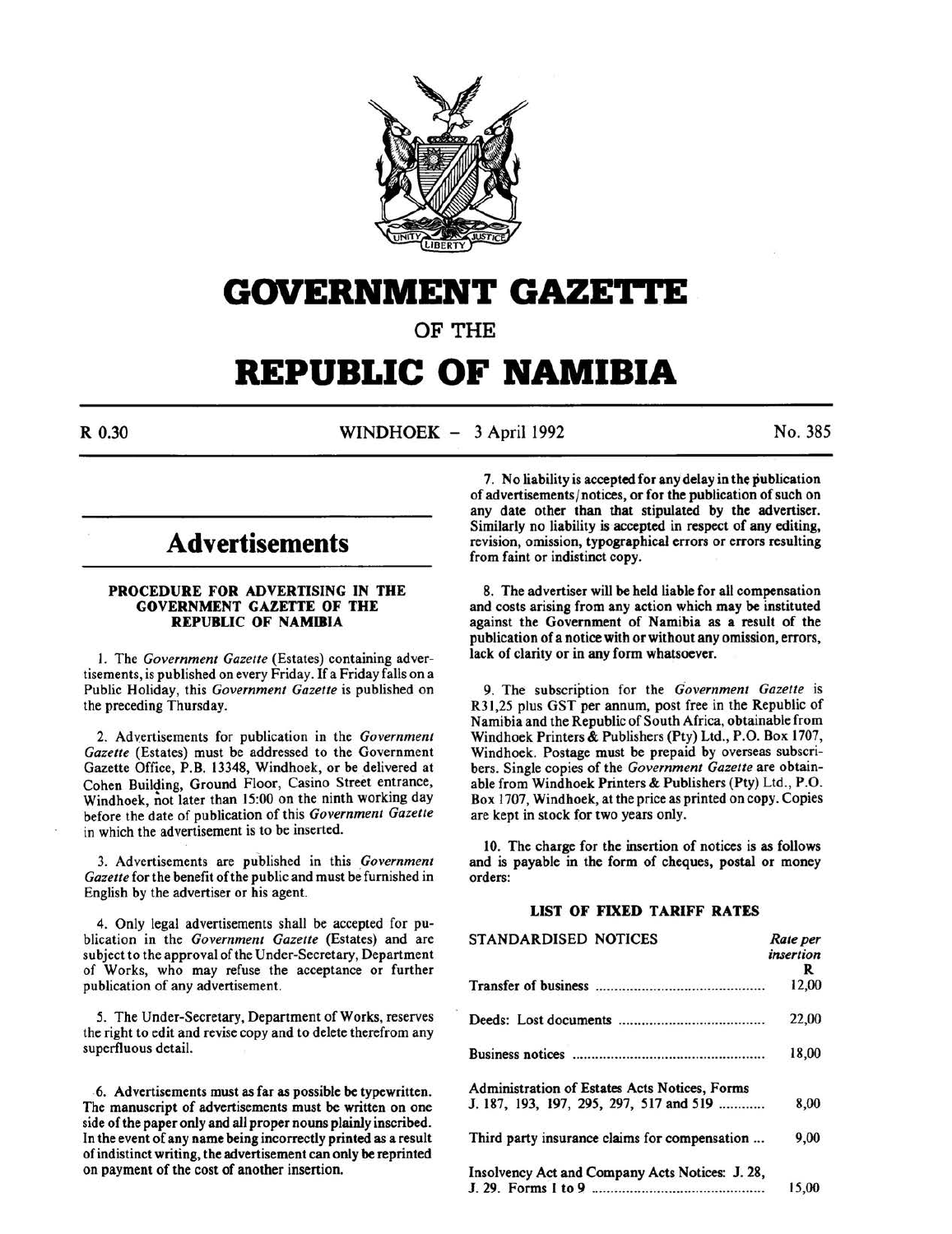# GOVERNMENT GAZETTE

## OF THE

# REPUBLIC OF NAMIBIA

R 0.30 WINDHOEK - 3 April 1992 No. 385

## Advertisements

### PROCEDURE FOR ADVERTISING IN THE GOVERNMENT GAZETTE OF THE REPUBLIC OF NAMIBIA

1. The *Government Gazette* (Estates) containing advertisements, is published on every Friday. If a Friday falls on a Public Holiday, this *Government Gazette* is published on the preceding Thursday.

2. Advertisements for publication in the *Government Gazette* (Estates) must be addressed to the Government Gazette Office, P.B. 13348, Windhoek, or be delivered at Cohen Building, Ground Floor, Casino Street entrance, Windhoek, not later than 15:00 on the ninth working day before the date of publication of this *Government Gazette* in which the advertisement is to be inserted.

3. Advertisements are published in this *Government Gazette* for the benefit of the public and must be furnished in English by the advertiser or his agent.

4. Only legal advertisements shall be accepted for publication in the *Government Gazette* (Estates) and are subject to the approval of the Under-Secretary, Department of Works, who may refuse the acceptance or further publication of any advertisement.

5. The Under-Secretary, Department of Works, reserves the right to edit and revise copy and to delete therefrom any superfluous detail.

6. Advertisements must as far as possible be typewritten. The manuscript of advertisements must be written on one side of the paper only and all proper nouns plainly inscribed. In the event of any name being incorrectly printed as a result of indistinct writing, the advertisement can only be reprinted on payment of the cost of another insertion.

7. No liability is accepted for any delay in the publication of advertisements/notices, or for the publication of such on any date other than that stipulated by the advertiser. Similarly no liability is accepted in respect of any editing, revision, omission, typographical errors or errors resulting from faint or indistinct copy.

8. The advertiser will be held liable for all compensation and costs arising from any action which may be instituted against the Government of Namibia as a result of the publication of a notice with or without any omission, errors, lack of clarity or in any form whatsoever.

9. The subscription for the *Government Gazette* is R31,25 plus GST per annum, post free in the Republic of Namibia and the Republic of South Africa, obtainable from Windhoek Printers & Publishers (Pty) Ltd., P.O. Box 1707, Windhoek. Postage must be prepaid by overseas subscribers. Single copies of the *Government Gazette* are obtainable from Windhoek Printers & Publishers (Pty) Ltd., P.O. Box 1707, Windhoek, at the price as printed on copy. Copies are kept in stock for two years only.

10. The charge for the insertion of notices is as follows and is payable in the form of cheques, postal or money orders:

### LIST OF FIXED TARIFF RATES

| STANDARDISED NOTICES | *Rate per insertion* R |
|---|---|
| Transfer of business | 12,00 |
| Deeds: Lost documents | 22,00 |
| Business notices | 18,00 |
| Administration of Estates Acts Notices, Forms J. 187, 193, 197, 295, 297, 517 and 519 | 8,00 |
| Third party insurance claims for compensation | 9,00 |
| Insolvency Act and Company Acts Notices: J. 28, J. 29. Forms 1 to 9 | 15,00 |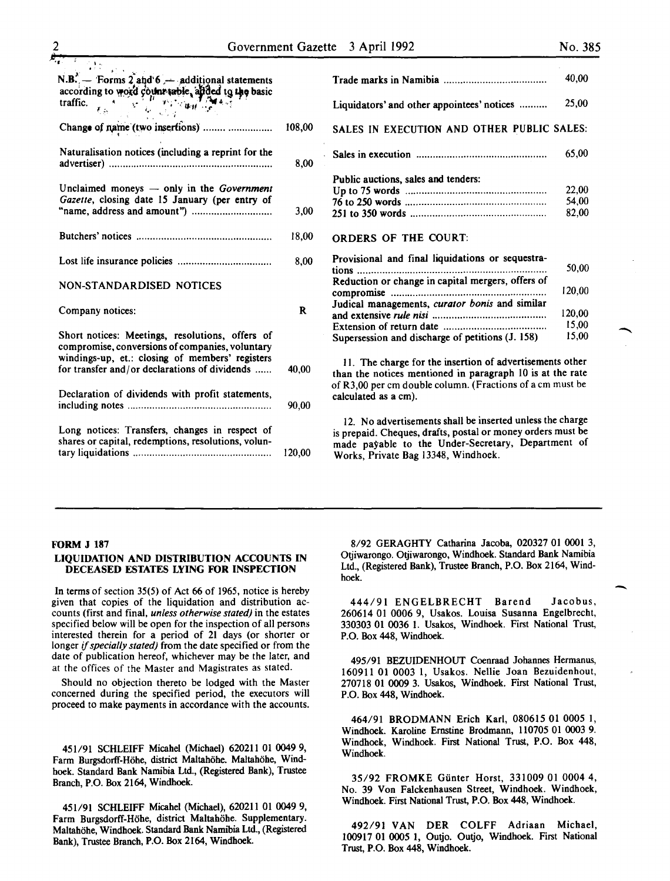N.B. — Forms 2 and 6 — additional statements according to word count table, added to the basic traffic.

| | |
|---|---|
| Change of name (two insertions) | 108,00 |
| Naturalisation notices (including a reprint for the advertiser) | 8,00 |
| Unclaimed moneys — only in the *Government Gazette*, closing date 15 January (per entry of "name, address and amount") | 3,00 |
| Butchers' notices | 18,00 |
| Lost life insurance policies | 8,00 |

NON-STANDARDISED NOTICES

| | |
|---|---|
| Company notices: | R |
| Short notices: Meetings, resolutions, offers of compromise, conversions of companies, voluntary windings-up, et.: closing of members' registers for transfer and/or declarations of dividends | 40,00 |
| Declaration of dividends with profit statements, including notes | 90,00 |
| Long notices: Transfers, changes in respect of shares or capital, redemptions, resolutions, voluntary liquidations | 120,00 |
| Trade marks in Namibia | 40,00 |
| Liquidators' and other appointees' notices | 25,00 |

SALES IN EXECUTION AND OTHER PUBLIC SALES:

| | |
|---|---|
| Sales in execution | 65,00 |
| Public auctions, sales and tenders: | |
| Up to 75 words | 22,00 |
| 76 to 250 words | 54,00 |
| 251 to 350 words | 82,00 |

ORDERS OF THE COURT:

| | |
|---|---|
| Provisional and final liquidations or sequestrations | 50,00 |
| Reduction or change in capital mergers, offers of compromise | 120,00 |
| Judical managements, *curator bonis* and similar and extensive *rule nisi* | 120,00 |
| Extension of return date | 15,00 |
| Supersession and discharge of petitions (J. 158) | 15,00 |

11. The charge for the insertion of advertisements other than the notices mentioned in paragraph 10 is at the rate of R3,00 per cm double column. (Fractions of a cm must be calculated as a cm).

12. No advertisements shall be inserted unless the charge is prepaid. Cheques, drafts, postal or money orders must be made payable to the Under-Secretary, Department of Works, Private Bag 13348, Windhoek.

---

**FORM J 187**

## LIQUIDATION AND DISTRIBUTION ACCOUNTS IN DECEASED ESTATES LYING FOR INSPECTION

In terms of section 35(5) of Act 66 of 1965, notice is hereby given that copies of the liquidation and distribution accounts (first and final, *unless otherwise stated)* in the estates specified below will be open for the inspection of all persons interested therein for a period of 21 days (or shorter or longer *if specially stated)* from the date specified or from the date of publication hereof, whichever may be the later, and at the offices of the Master and Magistrates as stated.

Should no objection thereto be lodged with the Master concerned during the specified period, the executors will proceed to make payments in accordance with the accounts.

451/91 SCHLEIFF Micahel (Michael) 620211 01 0049 9, Farm Burgsdorff-Höhe, district Maltahöhe. Maltahöhe, Windhoek. Standard Bank Namibia Ltd., (Registered Bank), Trustee Branch, P.O. Box 2164, Windhoek.

451/91 SCHLEIFF Micahel (Michael), 620211 01 0049 9, Farm Burgsdorff-Höhe, district Maltahöhe. Supplementary. Maltahöhe, Windhoek. Standard Bank Namibia Ltd., (Registered Bank), Trustee Branch, P.O. Box 2164, Windhoek.

8/92 GERAGHTY Catharina Jacoba, 020327 01 0001 3, Otjiwarongo. Otjiwarongo, Windhoek. Standard Bank Namibia Ltd., (Registered Bank), Trustee Branch, P.O. Box 2164, Windhoek.

444/91 ENGELBRECHT Barend Jacobus, 260614 01 0006 9, Usakos. Louisa Susanna Engelbrecht, 330303 01 0036 1. Usakos, Windhoek. First National Trust, P.O. Box 448, Windhoek.

495/91 BEZUIDENHOUT Coenraad Johannes Hermanus, 160911 01 0003 1, Usakos. Nellie Joan Bezuidenhout, 270718 01 0009 3. Usakos, Windhoek. First National Trust, P.O. Box 448, Windhoek.

464/91 BRODMANN Erich Karl, 080615 01 0005 1, Windhoek. Karoline Ernstine Brodmann, 110705 01 0003 9. Windhoek, Windhoek. First National Trust, P.O. Box 448, Windhoek.

35/92 FROMKE Günter Horst, 331009 01 0004 4, No. 39 Von Falckenhausen Street, Windhoek. Windhoek, Windhoek. First National Trust, P.O. Box 448, Windhoek.

492/91 VAN DER COLFF Adriaan Michael, 100917 01 0005 1, Outjo. Outjo, Windhoek. First National Trust, P.O. Box 448, Windhoek.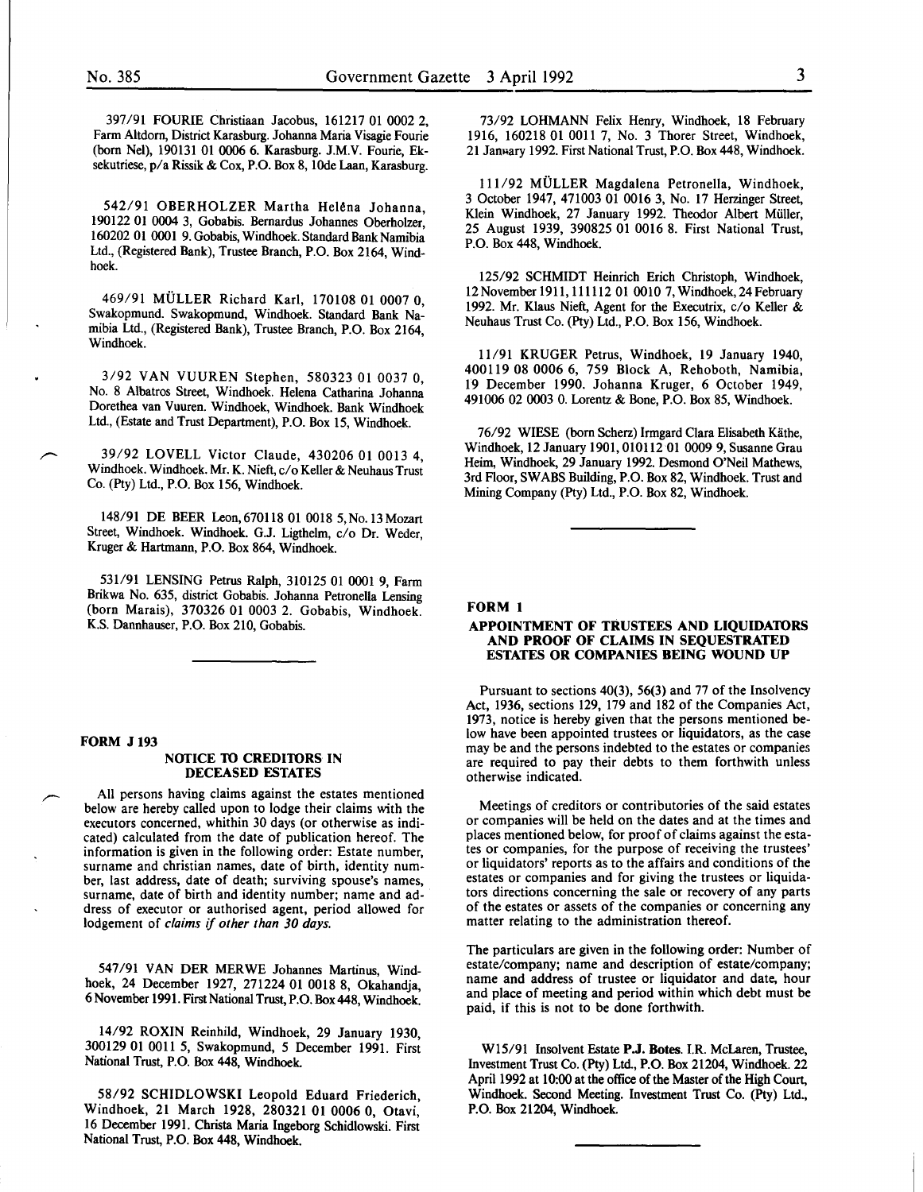397/91 FOURIE Christiaan Jacobus, 161217 01 0002 2, Farm Altdorn, District Karasburg. Johanna Maria Visagie Fourie (born Nel), 190131 01 0006 6. Karasburg. J.M.V. Fourie, Eksekutriese, p/a Rissik & Cox, P.O. Box 8, 10de Laan, Karasburg.

542/91 OBERHOLZER Martha Helêna Johanna, 190122 01 0004 3, Gobabis. Bernardus Johannes Oberholzer, 160202 01 0001 9. Gobabis, Windhoek. Standard Bank Namibia Ltd., (Registered Bank), Trustee Branch, P.O. Box 2164, Windhoek.

469/91 MÜLLER Richard Karl, 170108 01 0007 0, Swakopmund. Swakopmund, Windhoek. Standard Bank Namibia Ltd., (Registered Bank), Trustee Branch, P.O. Box 2164, Windhoek.

3/92 VAN VUUREN Stephen, 580323 01 0037 0, No. 8 Albatros Street, Windhoek. Helena Catharina Johanna Dorethea van Vuuren. Windhoek, Windhoek. Bank Windhoek Ltd., (Estate and Trust Department), P.O. Box 15, Windhoek.

39/92 LOVELL Victor Claude, 430206 01 0013 4, Windhoek. Windhoek. Mr. K. Nieft, c/o Keller & Neuhaus Trust Co. (Pty) Ltd., P.O. Box 156, Windhoek.

148/91 DE BEER Leon, 670118 01 0018 5, No. 13 Mozart Street, Windhoek. Windhoek. G.J. Ligthelm, c/o Dr. Weder, Kruger & Hartmann, P.O. Box 864, Windhoek.

531/91 LENSING Petrus Ralph, 310125 01 0001 9, Farm Brikwa No. 635, district Gobabis. Johanna Petronella Lensing (born Marais), 370326 01 0003 2. Gobabis, Windhoek. K.S. Dannhauser, P.O. Box 210, Gobabis.

**FORM J 193**

**NOTICE TO CREDITORS IN DECEASED ESTATES**

All persons having claims against the estates mentioned below are hereby called upon to lodge their claims with the executors concerned, whithin 30 days (or otherwise as indicated) calculated from the date of publication hereof. The information is given in the following order: Estate number, surname and christian names, date of birth, identity number, last address, date of death; surviving spouse's names, surname, date of birth and identity number; name and address of executor or authorised agent, period allowed for lodgement of *claims if other than 30 days.*

547/91 VAN DER MERWE Johannes Martinus, Windhoek, 24 December 1927, 271224 01 0018 8, Okahandja, 6 November 1991. First National Trust, P.O. Box 448, Windhoek.

14/92 ROXIN Reinhild, Windhoek, 29 January 1930, 300129 01 0011 5, Swakopmund, 5 December 1991. First National Trust, P.O. Box 448, Windhoek.

58/92 SCHIDLOWSKI Leopold Eduard Friederich, Windhoek, 21 March 1928, 280321 01 0006 0, Otavi, 16 December 1991. Christa Maria Ingeborg Schidlowski. First National Trust, P.O. Box 448, Windhoek.

73/92 LOHMANN Felix Henry, Windhoek, 18 February 1916, 160218 01 0011 7, No. 3 Thorer Street, Windhoek, 21 January 1992. First National Trust, P.O. Box 448, Windhoek.

111/92 MÜLLER Magdalena Petronella, Windhoek, 3 October 1947, 471003 01 0016 3, No. 17 Herzinger Street, Klein Windhoek, 27 January 1992. Theodor Albert Müller, 25 August 1939, 390825 01 0016 8. First National Trust, P.O. Box 448, Windhoek.

125/92 SCHMIDT Heinrich Erich Christoph, Windhoek, 12 November 1911, 111112 01 0010 7, Windhoek, 24 February 1992. Mr. Klaus Nieft, Agent for the Executrix, c/o Keller & Neuhaus Trust Co. (Pty) Ltd., P.O. Box 156, Windhoek.

11/91 KRUGER Petrus, Windhoek, 19 January 1940, 400119 08 0006 6, 759 Block A, Rehoboth, Namibia, 19 December 1990. Johanna Kruger, 6 October 1949, 491006 02 0003 0. Lorentz & Bone, P.O. Box 85, Windhoek.

76/92 WIESE (born Scherz) Irmgard Clara Elisabeth Käthe, Windhoek, 12 January 1901, 010112 01 0009 9, Susanne Grau Heim, Windhoek, 29 January 1992. Desmond O'Neil Mathews, 3rd Floor, SWABS Building, P.O. Box 82, Windhoek. Trust and Mining Company (Pty) Ltd., P.O. Box 82, Windhoek.

**FORM 1**

**APPOINTMENT OF TRUSTEES AND LIQUIDATORS AND PROOF OF CLAIMS IN SEQUESTRATED ESTATES OR COMPANIES BEING WOUND UP**

Pursuant to sections 40(3), 56(3) and 77 of the Insolvency Act, 1936, sections 129, 179 and 182 of the Companies Act, 1973, notice is hereby given that the persons mentioned below have been appointed trustees or liquidators, as the case may be and the persons indebted to the estates or companies are required to pay their debts to them forthwith unless otherwise indicated.

Meetings of creditors or contributories of the said estates or companies will be held on the dates and at the times and places mentioned below, for proof of claims against the estates or companies, for the purpose of receiving the trustees' or liquidators' reports as to the affairs and conditions of the estates or companies and for giving the trustees or liquidators directions concerning the sale or recovery of any parts of the estates or assets of the companies or concerning any matter relating to the administration thereof.

The particulars are given in the following order: Number of estate/company; name and description of estate/company; name and address of trustee or liquidator and date, hour and place of meeting and period within which debt must be paid, if this is not to be done forthwith.

W15/91 Insolvent Estate **P.J. Botes**. I.R. McLaren, Trustee, Investment Trust Co. (Pty) Ltd., P.O. Box 21204, Windhoek. 22 April 1992 at 10:00 at the office of the Master of the High Court, Windhoek. Second Meeting. Investment Trust Co. (Pty) Ltd., P.O. Box 21204, Windhoek.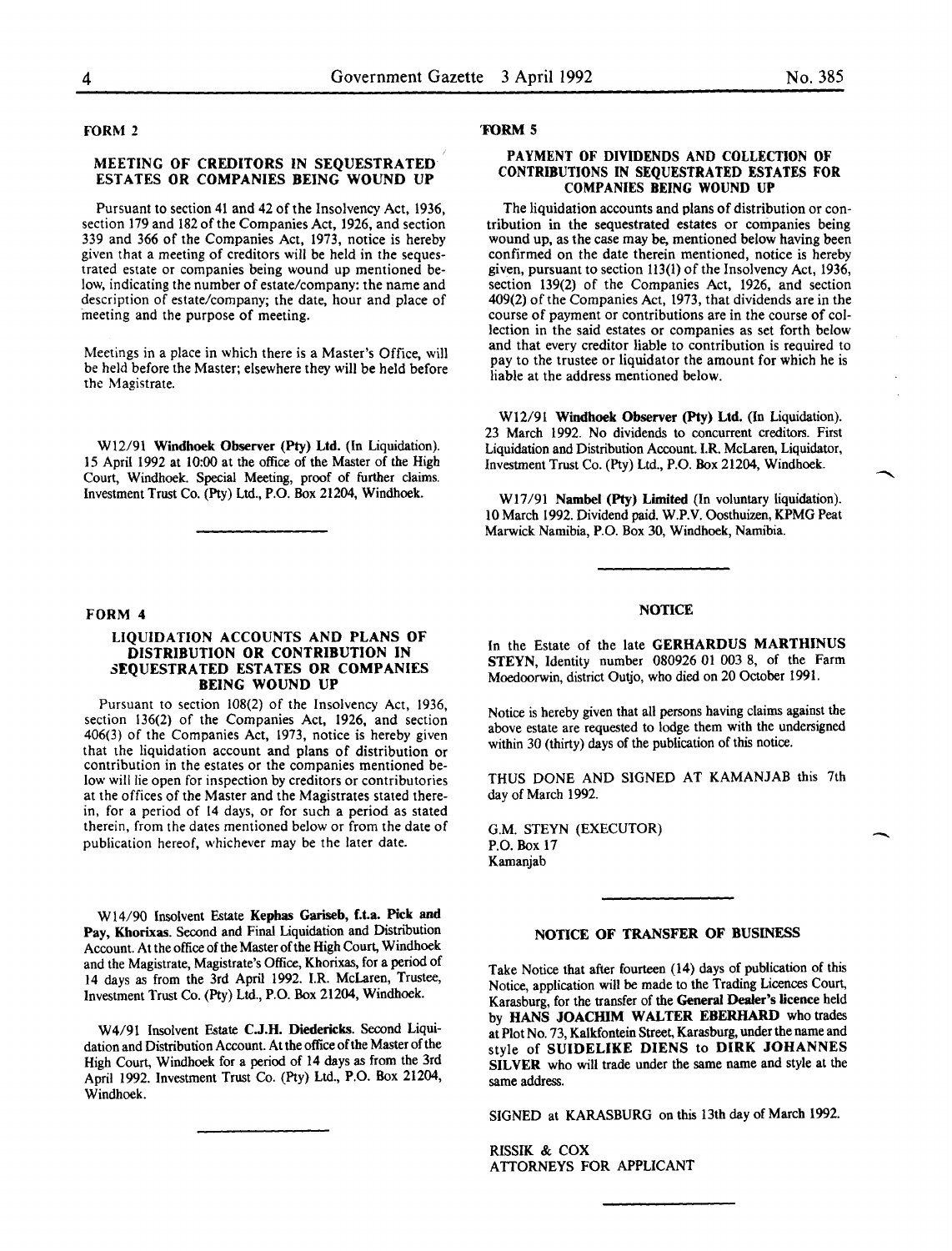## FORM 2

### MEETING OF CREDITORS IN SEQUESTRATED ESTATES OR COMPANIES BEING WOUND UP

Pursuant to section 41 and 42 of the Insolvency Act, 1936, section 179 and 182 of the Companies Act, 1926, and section 339 and 366 of the Companies Act, 1973, notice is hereby given that a meeting of creditors will be held in the sequestrated estate or companies being wound up mentioned below, indicating the number of estate/company: the name and description of estate/company; the date, hour and place of meeting and the purpose of meeting.

Meetings in a place in which there is a Master's Office, will be held before the Master; elsewhere they will be held before the Magistrate.

W12/91 **Windhoek Observer (Pty) Ltd.** (In Liquidation). 15 April 1992 at 10:00 at the office of the Master of the High Court, Windhoek. Special Meeting, proof of further claims. Investment Trust Co. (Pty) Ltd., P.O. Box 21204, Windhoek.

## FORM 4

### LIQUIDATION ACCOUNTS AND PLANS OF DISTRIBUTION OR CONTRIBUTION IN SEQUESTRATED ESTATES OR COMPANIES BEING WOUND UP

Pursuant to section 108(2) of the Insolvency Act, 1936, section 136(2) of the Companies Act, 1926, and section 406(3) of the Companies Act, 1973, notice is hereby given that the liquidation account and plans of distribution or contribution in the estates or the companies mentioned below will lie open for inspection by creditors or contributories at the offices of the Master and the Magistrates stated therein, for a period of 14 days, or for such a period as stated therein, from the dates mentioned below or from the date of publication hereof, whichever may be the later date.

W14/90 Insolvent Estate **Kephas Gariseb, f.t.a. Pick and Pay, Khorixas.** Second and Final Liquidation and Distribution Account. At the office of the Master of the High Court, Windhoek and the Magistrate, Magistrate's Office, Khorixas, for a period of 14 days as from the 3rd April 1992. I.R. McLaren, Trustee, Investment Trust Co. (Pty) Ltd., P.O. Box 21204, Windhoek.

W4/91 Insolvent Estate **C.J.H. Diedericks.** Second Liquidation and Distribution Account. At the office of the Master of the High Court, Windhoek for a period of 14 days as from the 3rd April 1992. Investment Trust Co. (Pty) Ltd., P.O. Box 21204, Windhoek.

## FORM 5

### PAYMENT OF DIVIDENDS AND COLLECTION OF CONTRIBUTIONS IN SEQUESTRATED ESTATES FOR COMPANIES BEING WOUND UP

The liquidation accounts and plans of distribution or contribution in the sequestrated estates or companies being wound up, as the case may be, mentioned below having been confirmed on the date therein mentioned, notice is hereby given, pursuant to section 113(1) of the Insolvency Act, 1936, section 139(2) of the Companies Act, 1926, and section 409(2) of the Companies Act, 1973, that dividends are in the course of payment or contributions are in the course of collection in the said estates or companies as set forth below and that every creditor liable to contribution is required to pay to the trustee or liquidator the amount for which he is liable at the address mentioned below.

W12/91 **Windhoek Observer (Pty) Ltd.** (In Liquidation). 23 March 1992. No dividends to concurrent creditors. First Liquidation and Distribution Account. I.R. McLaren, Liquidator, Investment Trust Co. (Pty) Ltd., P.O. Box 21204, Windhoek.

W17/91 **Nambel (Pty) Limited** (In voluntary liquidation). 10 March 1992. Dividend paid. W.P.V. Oosthuizen, KPMG Peat Marwick Namibia, P.O. Box 30, Windhoek, Namibia.

### NOTICE

In the Estate of the late **GERHARDUS MARTHINUS STEYN**, Identity number 080926 01 003 8, of the Farm Moedoorwin, district Outjo, who died on 20 October 1991.

Notice is hereby given that all persons having claims against the above estate are requested to lodge them with the undersigned within 30 (thirty) days of the publication of this notice.

THUS DONE AND SIGNED AT KAMANJAB this 7th day of March 1992.

G.M. STEYN (EXECUTOR)
P.O. Box 17
Kamanjab

### NOTICE OF TRANSFER OF BUSINESS

Take Notice that after fourteen (14) days of publication of this Notice, application will be made to the Trading Licences Court, Karasburg, for the transfer of the **General Dealer's licence** held by **HANS JOACHIM WALTER EBERHARD** who trades at Plot No. 73, Kalkfontein Street, Karasburg, under the name and style of **SUIDELIKE DIENS** to **DIRK JOHANNES SILVER** who will trade under the same name and style at the same address.

SIGNED at KARASBURG on this 13th day of March 1992.

RISSIK & COX
ATTORNEYS FOR APPLICANT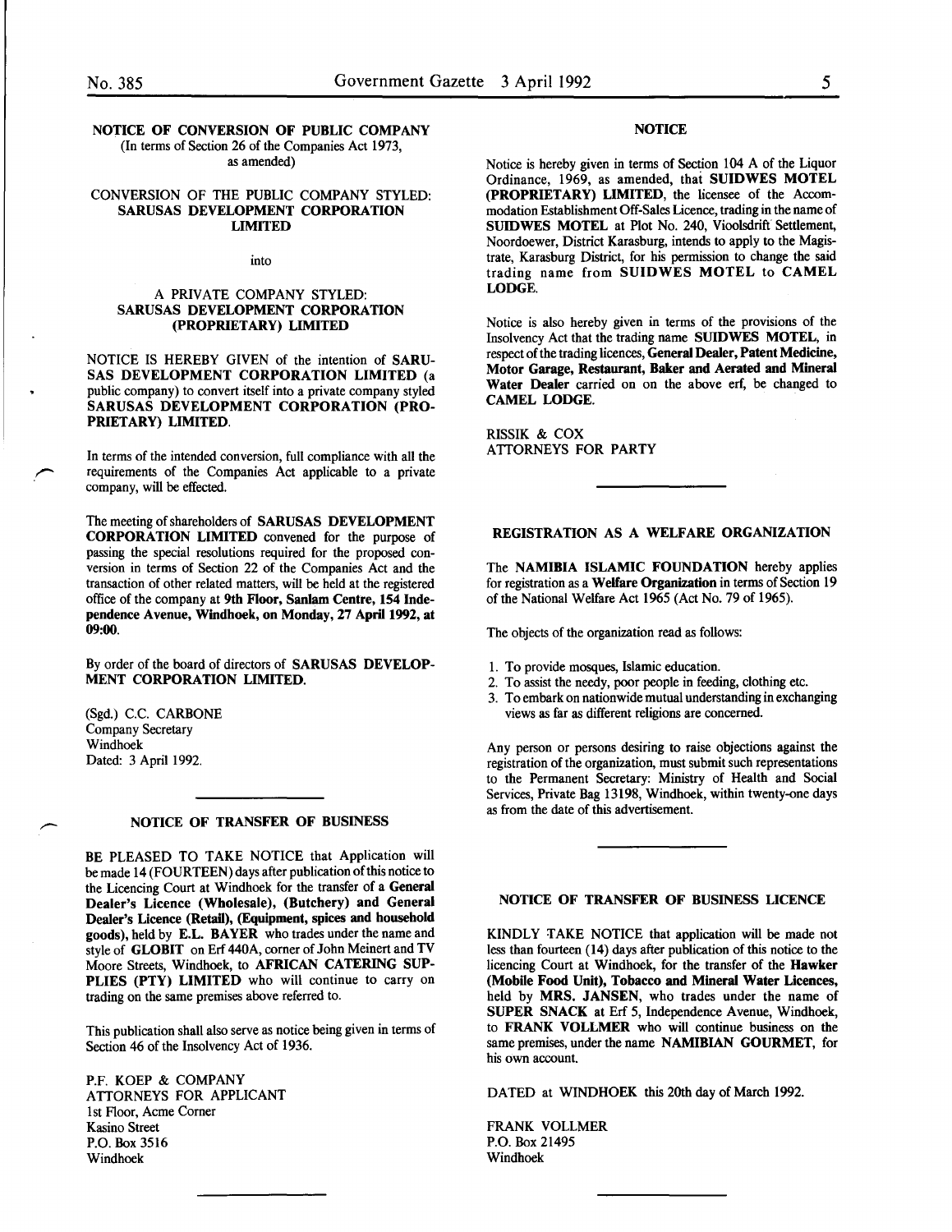## NOTICE OF CONVERSION OF PUBLIC COMPANY

(In terms of Section 26 of the Companies Act 1973, as amended)

CONVERSION OF THE PUBLIC COMPANY STYLED: **SARUSAS DEVELOPMENT CORPORATION LIMITED**

into

A PRIVATE COMPANY STYLED: **SARUSAS DEVELOPMENT CORPORATION (PROPRIETARY) LIMITED**

NOTICE IS HEREBY GIVEN of the intention of **SARUSAS DEVELOPMENT CORPORATION LIMITED** (a public company) to convert itself into a private company styled **SARUSAS DEVELOPMENT CORPORATION (PROPRIETARY) LIMITED.**

In terms of the intended conversion, full compliance with all the requirements of the Companies Act applicable to a private company, will be effected.

The meeting of shareholders of **SARUSAS DEVELOPMENT CORPORATION LIMITED** convened for the purpose of passing the special resolutions required for the proposed conversion in terms of Section 22 of the Companies Act and the transaction of other related matters, will be held at the registered office of the company at **9th Floor, Sanlam Centre, 154 Independence Avenue, Windhoek, on Monday, 27 April 1992, at 09:00.**

By order of the board of directors of **SARUSAS DEVELOPMENT CORPORATION LIMITED.**

(Sgd.) C.C. CARBONE
Company Secretary
Windhoek
Dated: 3 April 1992.

---

## NOTICE OF TRANSFER OF BUSINESS

BE PLEASED TO TAKE NOTICE that Application will be made 14 (FOURTEEN) days after publication of this notice to the Licencing Court at Windhoek for the transfer of a **General Dealer's Licence (Wholesale), (Butchery) and General Dealer's Licence (Retail), (Equipment, spices and household goods),** held by **E.L. BAYER** who trades under the name and style of **GLOBIT** on Erf 440A, corner of John Meinert and TV Moore Streets, Windhoek, to **AFRICAN CATERING SUPPLIES (PTY) LIMITED** who will continue to carry on trading on the same premises above referred to.

This publication shall also serve as notice being given in terms of Section 46 of the Insolvency Act of 1936.

P.F. KOEP & COMPANY
ATTORNEYS FOR APPLICANT
1st Floor, Acme Corner
Kasino Street
P.O. Box 3516
Windhoek

---

## NOTICE

Notice is hereby given in terms of Section 104 A of the Liquor Ordinance, 1969, as amended, that **SUIDWES MOTEL (PROPRIETARY) LIMITED,** the licensee of the Accommodation Establishment Off-Sales Licence, trading in the name of **SUIDWES MOTEL** at Plot No. 240, Vioolsdrift Settlement, Noordoewer, District Karasburg, intends to apply to the Magistrate, Karasburg District, for his permission to change the said trading name from **SUIDWES MOTEL** to **CAMEL LODGE.**

Notice is also hereby given in terms of the provisions of the Insolvency Act that the trading name **SUIDWES MOTEL,** in respect of the trading licences, **General Dealer, Patent Medicine, Motor Garage, Restaurant, Baker and Aerated and Mineral Water Dealer** carried on on the above erf, be changed to **CAMEL LODGE.**

RISSIK & COX
ATTORNEYS FOR PARTY

---

## REGISTRATION AS A WELFARE ORGANIZATION

The **NAMIBIA ISLAMIC FOUNDATION** hereby applies for registration as a **Welfare Organization** in terms of Section 19 of the National Welfare Act 1965 (Act No. 79 of 1965).

The objects of the organization read as follows:

1. To provide mosques, Islamic education.
2. To assist the needy, poor people in feeding, clothing etc.
3. To embark on nationwide mutual understanding in exchanging views as far as different religions are concerned.

Any person or persons desiring to raise objections against the registration of the organization, must submit such representations to the Permanent Secretary: Ministry of Health and Social Services, Private Bag 13198, Windhoek, within twenty-one days as from the date of this advertisement.

---

## NOTICE OF TRANSFER OF BUSINESS LICENCE

KINDLY TAKE NOTICE that application will be made not less than fourteen (14) days after publication of this notice to the licencing Court at Windhoek, for the transfer of the **Hawker (Mobile Food Unit), Tobacco and Mineral Water Licences,** held by **MRS. JANSEN,** who trades under the name of **SUPER SNACK** at Erf 5, Independence Avenue, Windhoek, to **FRANK VOLLMER** who will continue business on the same premises, under the name **NAMIBIAN GOURMET,** for his own account.

DATED at WINDHOEK this 20th day of March 1992.

FRANK VOLLMER
P.O. Box 21495
Windhoek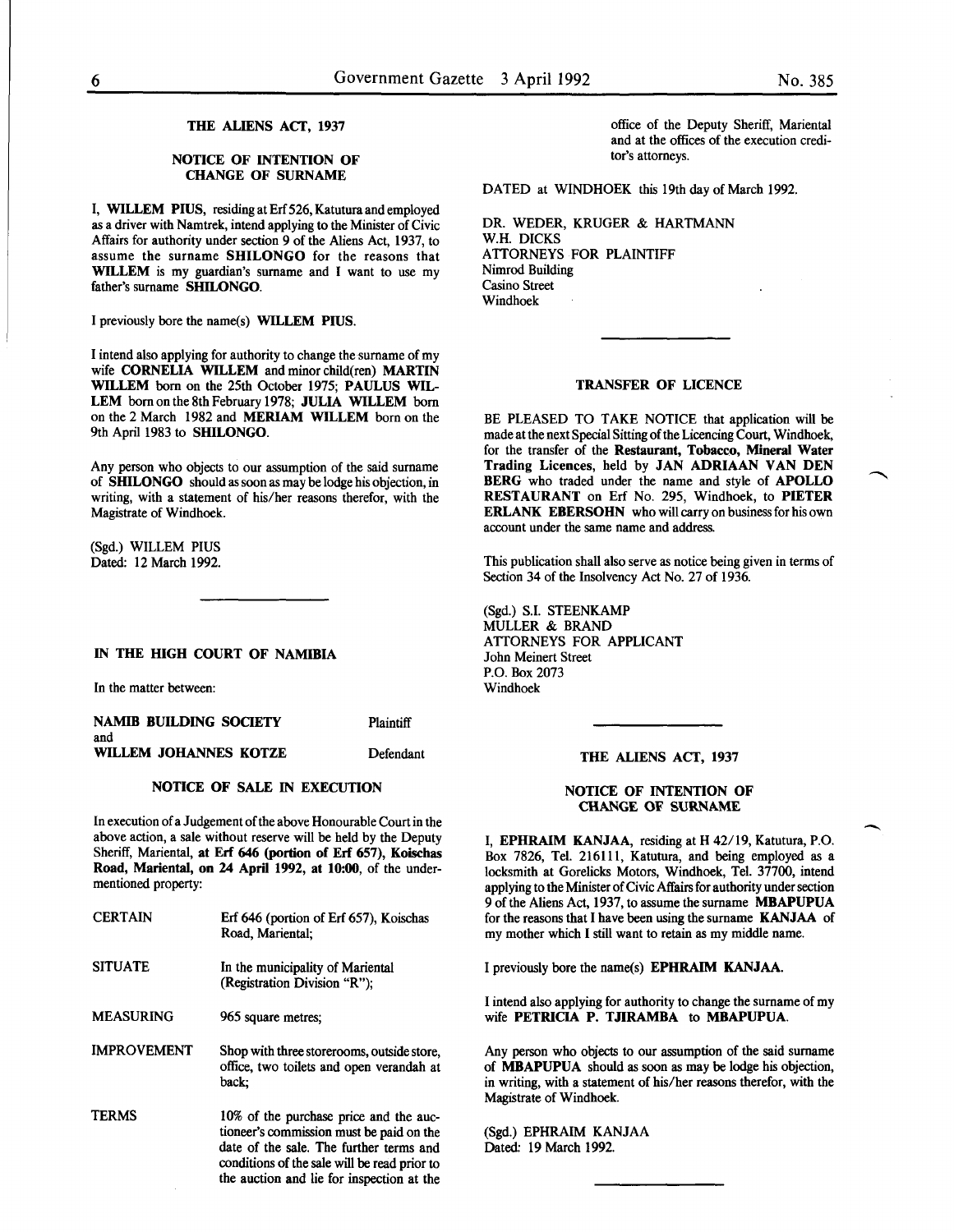## THE ALIENS ACT, 1937

### NOTICE OF INTENTION OF CHANGE OF SURNAME

I, **WILLEM PIUS**, residing at Erf 526, Katutura and employed as a driver with Namtrek, intend applying to the Minister of Civic Affairs for authority under section 9 of the Aliens Act, 1937, to assume the surname **SHILONGO** for the reasons that **WILLEM** is my guardian's surname and I want to use my father's surname **SHILONGO**.

I previously bore the name(s) **WILLEM PIUS**.

I intend also applying for authority to change the surname of my wife **CORNELIA WILLEM** and minor child(ren) **MARTIN WILLEM** born on the 25th October 1975; **PAULUS WILLEM** born on the 8th February 1978; **JULIA WILLEM** born on the 2 March 1982 and **MERIAM WILLEM** born on the 9th April 1983 to **SHILONGO**.

Any person who objects to our assumption of the said surname of **SHILONGO** should as soon as may be lodge his objection, in writing, with a statement of his/her reasons therefor, with the Magistrate of Windhoek.

(Sgd.) WILLEM PIUS
Dated: 12 March 1992.

---

## IN THE HIGH COURT OF NAMIBIA

In the matter between:

| | |
|---|---|
| **NAMIB BUILDING SOCIETY** | Plaintiff |
| and | |
| **WILLEM JOHANNES KOTZE** | Defendant |

### NOTICE OF SALE IN EXECUTION

In execution of a Judgement of the above Honourable Court in the above action, a sale without reserve will be held by the Deputy Sheriff, Mariental, **at Erf 646 (portion of Erf 657), Koischas Road, Mariental, on 24 April 1992, at 10:00**, of the undermentioned property:

| | |
|---|---|
| CERTAIN | Erf 646 (portion of Erf 657), Koischas Road, Mariental; |
| SITUATE | In the municipality of Mariental (Registration Division "R"); |
| MEASURING | 965 square metres; |
| IMPROVEMENT | Shop with three storerooms, outside store, office, two toilets and open verandah at back; |
| TERMS | 10% of the purchase price and the auctioneer's commission must be paid on the date of the sale. The further terms and conditions of the sale will be read prior to the auction and lie for inspection at the office of the Deputy Sheriff, Mariental and at the offices of the execution creditor's attorneys. |

DATED at WINDHOEK this 19th day of March 1992.

DR. WEDER, KRUGER & HARTMANN
W.H. DICKS
ATTORNEYS FOR PLAINTIFF
Nimrod Building
Casino Street
Windhoek

---

## TRANSFER OF LICENCE

BE PLEASED TO TAKE NOTICE that application will be made at the next Special Sitting of the Licencing Court, Windhoek, for the transfer of the **Restaurant, Tobacco, Mineral Water Trading Licences**, held by **JAN ADRIAAN VAN DEN BERG** who traded under the name and style of **APOLLO RESTAURANT** on Erf No. 295, Windhoek, to **PIETER ERLANK EBERSOHN** who will carry on business for his own account under the same name and address.

This publication shall also serve as notice being given in terms of Section 34 of the Insolvency Act No. 27 of 1936.

(Sgd.) S.I. STEENKAMP
MULLER & BRAND
ATTORNEYS FOR APPLICANT
John Meinert Street
P.O. Box 2073
Windhoek

---

## THE ALIENS ACT, 1937

### NOTICE OF INTENTION OF CHANGE OF SURNAME

I, **EPHRAIM KANJAA**, residing at H 42/19, Katutura, P.O. Box 7826, Tel. 216111, Katutura, and being employed as a locksmith at Gorelicks Motors, Windhoek, Tel. 37700, intend applying to the Minister of Civic Affairs for authority under section 9 of the Aliens Act, 1937, to assume the surname **MBAPUPUA** for the reasons that I have been using the surname **KANJAA** of my mother which I still want to retain as my middle name.

I previously bore the name(s) **EPHRAIM KANJAA**.

I intend also applying for authority to change the surname of my wife **PETRICIA P. TJIRAMBA** to **MBAPUPUA**.

Any person who objects to our assumption of the said surname of **MBAPUPUA** should as soon as may be lodge his objection, in writing, with a statement of his/her reasons therefor, with the Magistrate of Windhoek.

(Sgd.) EPHRAIM KANJAA
Dated: 19 March 1992.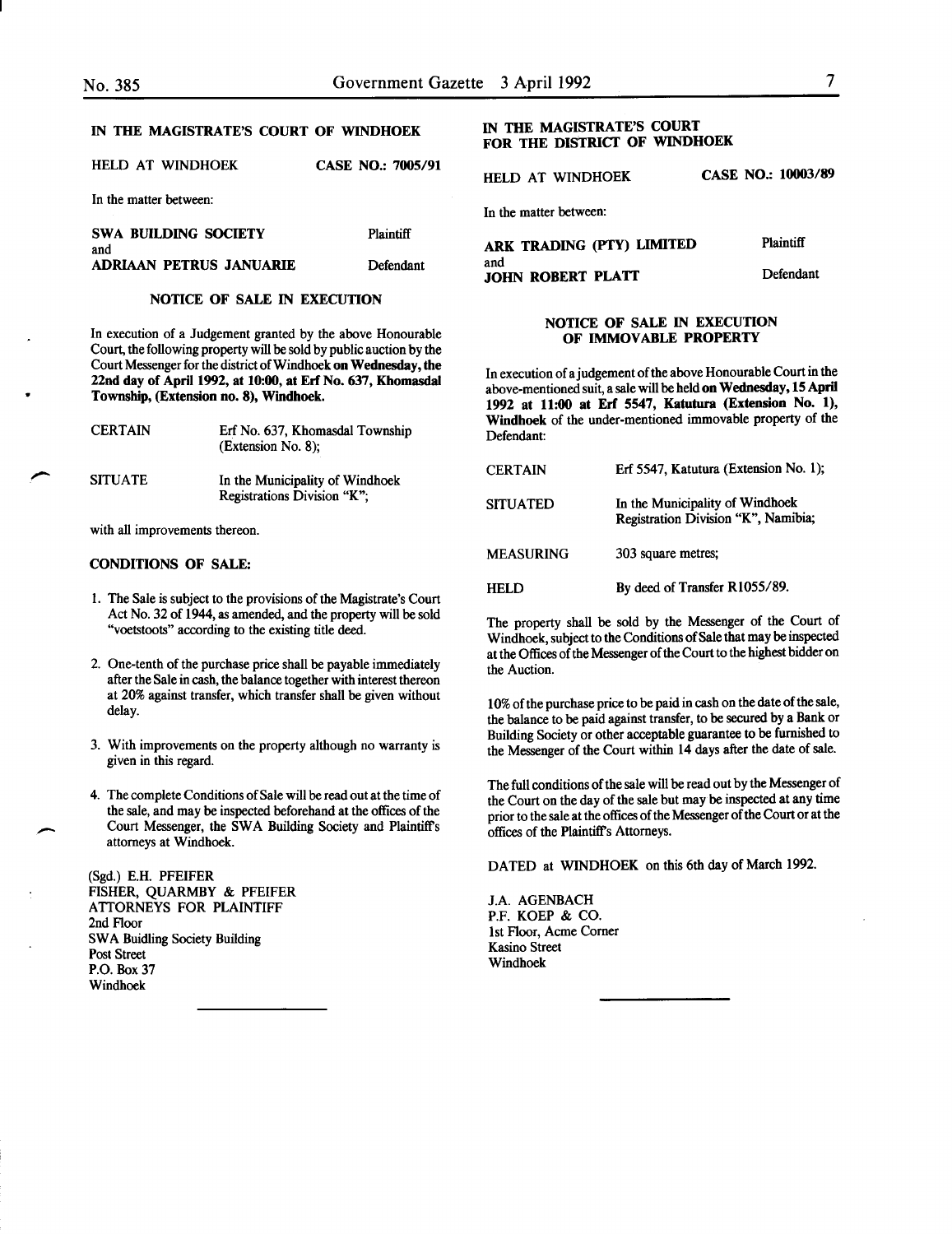## IN THE MAGISTRATE'S COURT OF WINDHOEK

HELD AT WINDHOEK CASE NO.: 7005/91

In the matter between:

**SWA BUILDING SOCIETY** Plaintiff

and

**ADRIAAN PETRUS JANUARIE** Defendant

### NOTICE OF SALE IN EXECUTION

In execution of a Judgement granted by the above Honourable Court, the following property will be sold by public auction by the Court Messenger for the district of Windhoek **on Wednesday, the 22nd day of April 1992, at 10:00, at Erf No. 637, Khomasdal Township, (Extension no. 8), Windhoek.**

| | |
|---|---|
| CERTAIN | Erf No. 637, Khomasdal Township (Extension No. 8); |
| SITUATE | In the Municipality of Windhoek Registrations Division "K"; |

with all improvements thereon.

**CONDITIONS OF SALE:**

1. The Sale is subject to the provisions of the Magistrate's Court Act No. 32 of 1944, as amended, and the property will be sold "voetstoots" according to the existing title deed.

2. One-tenth of the purchase price shall be payable immediately after the Sale in cash, the balance together with interest thereon at 20% against transfer, which transfer shall be given without delay.

3. With improvements on the property although no warranty is given in this regard.

4. The complete Conditions of Sale will be read out at the time of the sale, and may be inspected beforehand at the offices of the Court Messenger, the SWA Building Society and Plaintiff's attorneys at Windhoek.

(Sgd.) E.H. PFEIFER
FISHER, QUARMBY & PFEIFER
ATTORNEYS FOR PLAINTIFF
2nd Floor
SWA Buidling Society Building
Post Street
P.O. Box 37
Windhoek

---

## IN THE MAGISTRATE'S COURT FOR THE DISTRICT OF WINDHOEK

HELD AT WINDHOEK CASE NO.: 10003/89

In the matter between:

**ARK TRADING (PTY) LIMITED** Plaintiff

and

**JOHN ROBERT PLATT** Defendant

### NOTICE OF SALE IN EXECUTION OF IMMOVABLE PROPERTY

In execution of a judgement of the above Honourable Court in the above-mentioned suit, a sale will be held **on Wednesday, 15 April 1992 at 11:00 at Erf 5547, Katutura (Extension No. 1), Windhoek** of the under-mentioned immovable property of the Defendant:

| | |
|---|---|
| CERTAIN | Erf 5547, Katutura (Extension No. 1); |
| SITUATED | In the Municipality of Windhoek Registration Division "K", Namibia; |
| MEASURING | 303 square metres; |
| HELD | By deed of Transfer R1055/89. |

The property shall be sold by the Messenger of the Court of Windhoek, subject to the Conditions of Sale that may be inspected at the Offices of the Messenger of the Court to the highest bidder on the Auction.

10% of the purchase price to be paid in cash on the date of the sale, the balance to be paid against transfer, to be secured by a Bank or Building Society or other acceptable guarantee to be furnished to the Messenger of the Court within 14 days after the date of sale.

The full conditions of the sale will be read out by the Messenger of the Court on the day of the sale but may be inspected at any time prior to the sale at the offices of the Messenger of the Court or at the offices of the Plaintiff's Attorneys.

DATED at WINDHOEK on this 6th day of March 1992.

J.A. AGENBACH
P.F. KOEP & CO.
1st Floor, Acme Corner
Kasino Street
Windhoek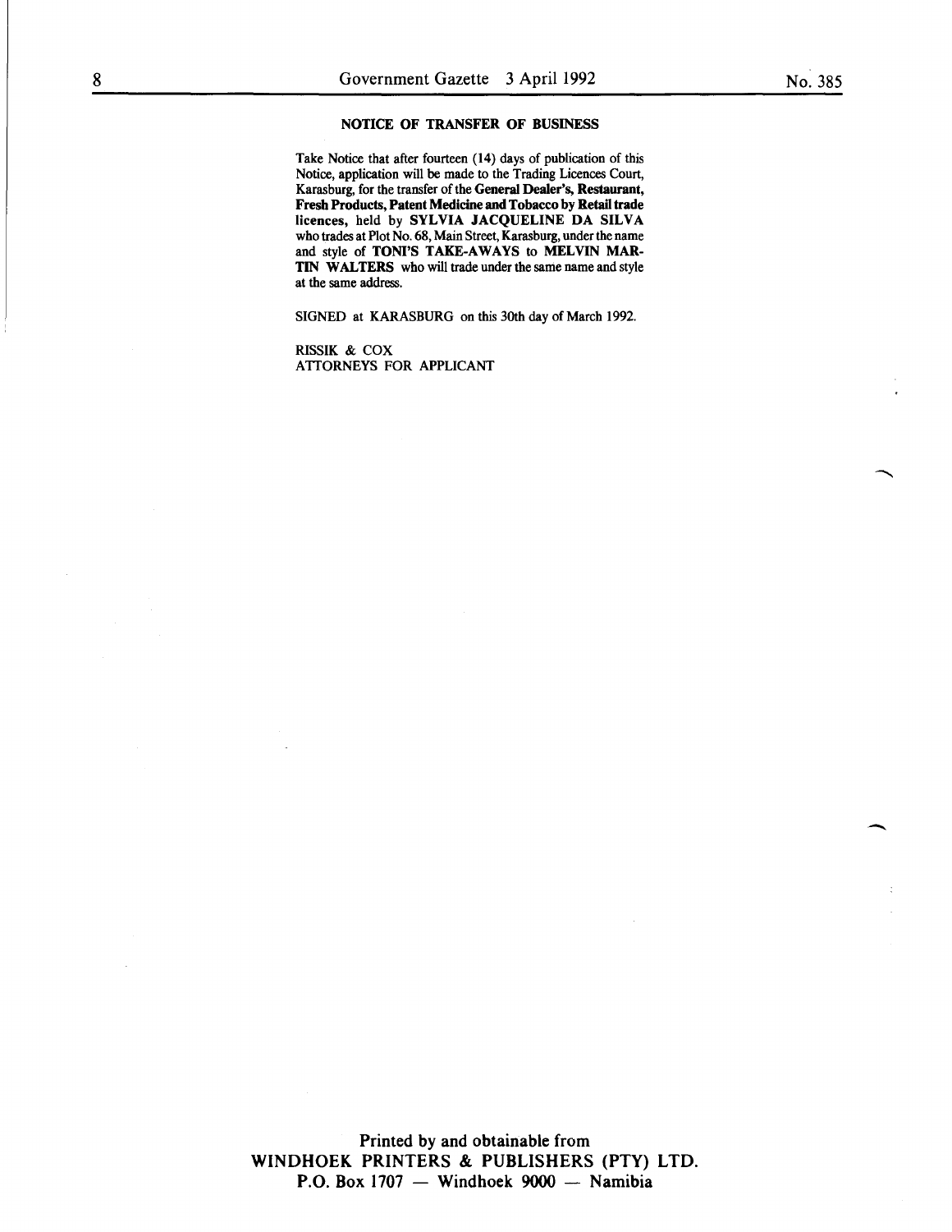### NOTICE OF TRANSFER OF BUSINESS

Take Notice that after fourteen (14) days of publication of this Notice, application will be made to the Trading Licences Court, Karasburg, for the transfer of the **General Dealer's, Restaurant, Fresh Products, Patent Medicine and Tobacco by Retail trade licences,** held by **SYLVIA JACQUELINE DA SILVA** who trades at Plot No. 68, Main Street, Karasburg, under the name and style of **TONI'S TAKE-AWAYS** to **MELVIN MARTIN WALTERS** who will trade under the same name and style at the same address.

SIGNED at KARASBURG on this 30th day of March 1992.

RISSIK & COX
ATTORNEYS FOR APPLICANT

Printed by and obtainable from
WINDHOEK PRINTERS & PUBLISHERS (PTY) LTD.
P.O. Box 1707 — Windhoek 9000 — Namibia